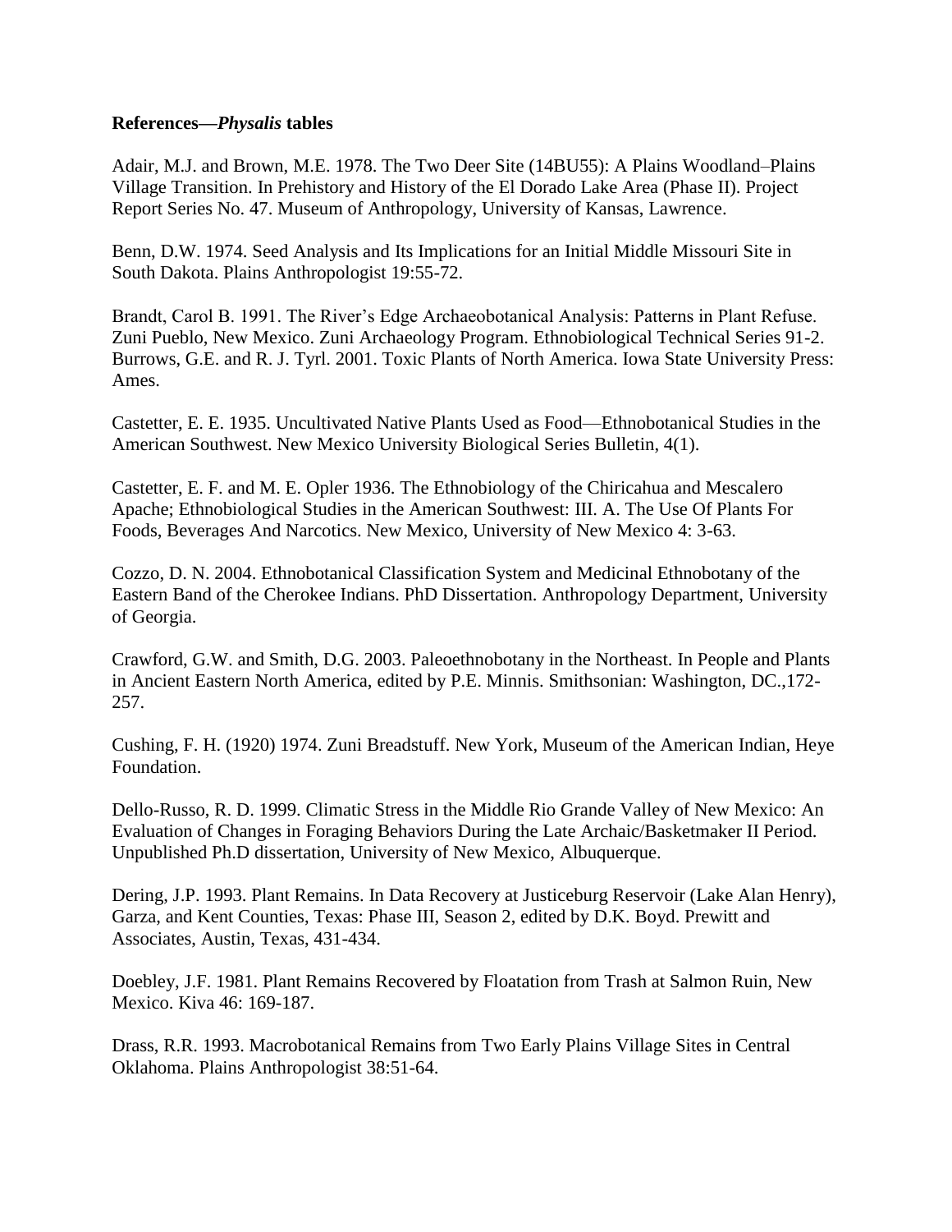**References—*Physalis* tables**

Adair, M.J. and Brown, M.E. 1978. The Two Deer Site (14BU55): A Plains Woodland–Plains Village Transition. In Prehistory and History of the El Dorado Lake Area (Phase II). Project Report Series No. 47. Museum of Anthropology, University of Kansas, Lawrence.

Benn, D.W. 1974. Seed Analysis and Its Implications for an Initial Middle Missouri Site in South Dakota. Plains Anthropologist 19:55-72.

Brandt, Carol B. 1991. The River's Edge Archaeobotanical Analysis: Patterns in Plant Refuse. Zuni Pueblo, New Mexico. Zuni Archaeology Program. Ethnobiological Technical Series 91-2.
Burrows, G.E. and R. J. Tyrl. 2001. Toxic Plants of North America. Iowa State University Press: Ames.

Castetter, E. E. 1935. Uncultivated Native Plants Used as Food—Ethnobotanical Studies in the American Southwest. New Mexico University Biological Series Bulletin, 4(1).

Castetter, E. F. and M. E. Opler 1936. The Ethnobiology of the Chiricahua and Mescalero Apache; Ethnobiological Studies in the American Southwest: III. A. The Use Of Plants For Foods, Beverages And Narcotics. New Mexico, University of New Mexico 4: 3-63.

Cozzo, D. N. 2004. Ethnobotanical Classification System and Medicinal Ethnobotany of the Eastern Band of the Cherokee Indians. PhD Dissertation. Anthropology Department, University of Georgia.

Crawford, G.W. and Smith, D.G. 2003. Paleoethnobotany in the Northeast. In People and Plants in Ancient Eastern North America, edited by P.E. Minnis. Smithsonian: Washington, DC.,172-257.

Cushing, F. H. (1920) 1974. Zuni Breadstuff. New York, Museum of the American Indian, Heye Foundation.

Dello-Russo, R. D. 1999. Climatic Stress in the Middle Rio Grande Valley of New Mexico: An Evaluation of Changes in Foraging Behaviors During the Late Archaic/Basketmaker II Period. Unpublished Ph.D dissertation, University of New Mexico, Albuquerque.

Dering, J.P. 1993. Plant Remains. In Data Recovery at Justiceburg Reservoir (Lake Alan Henry), Garza, and Kent Counties, Texas: Phase III, Season 2, edited by D.K. Boyd. Prewitt and Associates, Austin, Texas, 431-434.

Doebley, J.F. 1981. Plant Remains Recovered by Floatation from Trash at Salmon Ruin, New Mexico. Kiva 46: 169-187.

Drass, R.R. 1993. Macrobotanical Remains from Two Early Plains Village Sites in Central Oklahoma. Plains Anthropologist 38:51-64.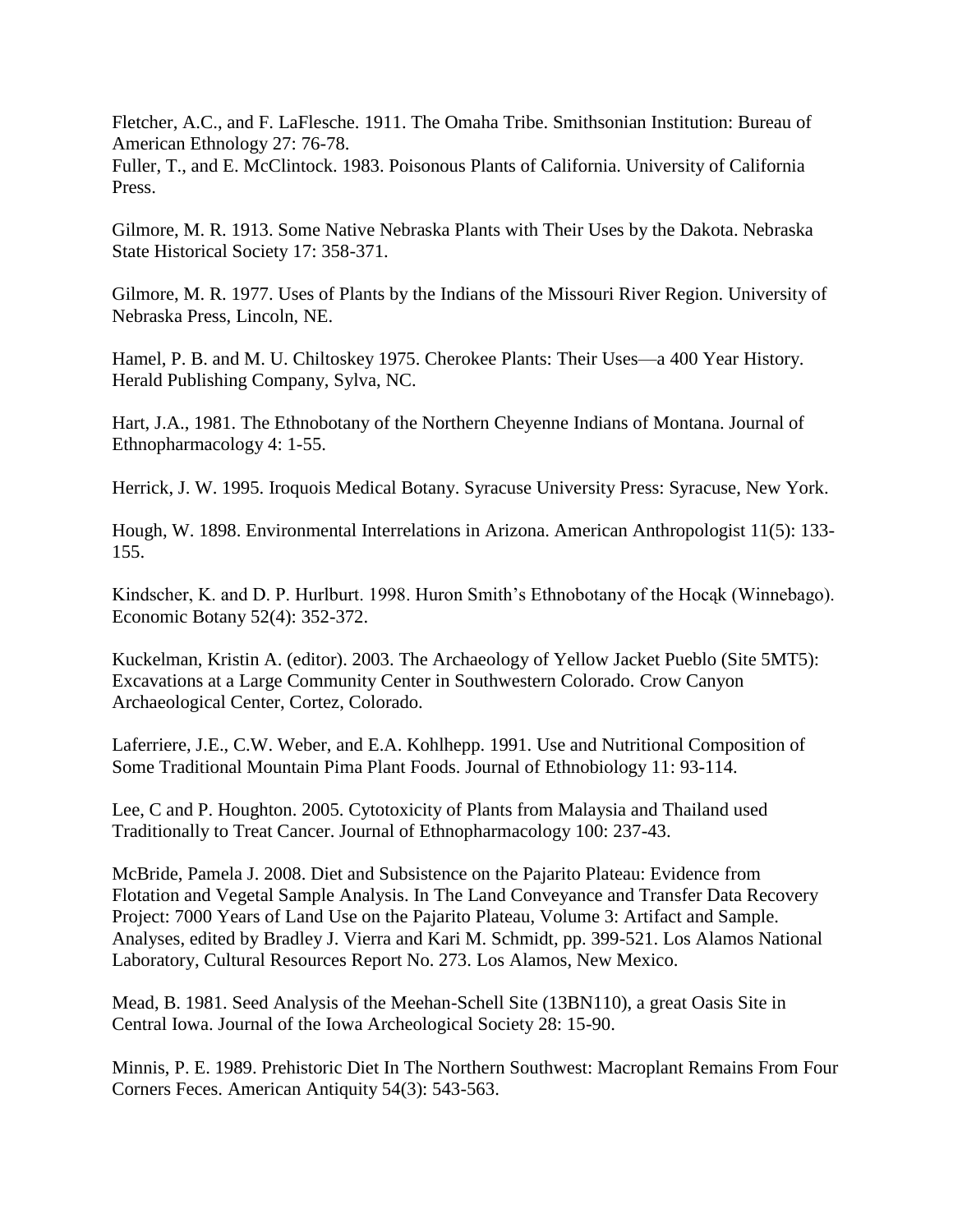Fletcher, A.C., and F. LaFlesche. 1911. The Omaha Tribe. Smithsonian Institution: Bureau of American Ethnology 27: 76-78.
Fuller, T., and E. McClintock. 1983. Poisonous Plants of California. University of California Press.

Gilmore, M. R. 1913. Some Native Nebraska Plants with Their Uses by the Dakota. Nebraska State Historical Society 17: 358-371.

Gilmore, M. R. 1977. Uses of Plants by the Indians of the Missouri River Region. University of Nebraska Press, Lincoln, NE.

Hamel, P. B. and M. U. Chiltoskey 1975. Cherokee Plants: Their Uses—a 400 Year History. Herald Publishing Company, Sylva, NC.

Hart, J.A., 1981. The Ethnobotany of the Northern Cheyenne Indians of Montana. Journal of Ethnopharmacology 4: 1-55.

Herrick, J. W. 1995. Iroquois Medical Botany. Syracuse University Press: Syracuse, New York.

Hough, W. 1898. Environmental Interrelations in Arizona. American Anthropologist 11(5): 133-155.

Kindscher, K. and D. P. Hurlburt. 1998. Huron Smith's Ethnobotany of the Hocąk (Winnebago). Economic Botany 52(4): 352-372.

Kuckelman, Kristin A. (editor). 2003. The Archaeology of Yellow Jacket Pueblo (Site 5MT5): Excavations at a Large Community Center in Southwestern Colorado. Crow Canyon Archaeological Center, Cortez, Colorado.

Laferriere, J.E., C.W. Weber, and E.A. Kohlhepp. 1991. Use and Nutritional Composition of Some Traditional Mountain Pima Plant Foods. Journal of Ethnobiology 11: 93-114.

Lee, C and P. Houghton. 2005. Cytotoxicity of Plants from Malaysia and Thailand used Traditionally to Treat Cancer. Journal of Ethnopharmacology 100: 237-43.

McBride, Pamela J. 2008. Diet and Subsistence on the Pajarito Plateau: Evidence from Flotation and Vegetal Sample Analysis. In The Land Conveyance and Transfer Data Recovery Project: 7000 Years of Land Use on the Pajarito Plateau, Volume 3: Artifact and Sample. Analyses, edited by Bradley J. Vierra and Kari M. Schmidt, pp. 399-521. Los Alamos National Laboratory, Cultural Resources Report No. 273. Los Alamos, New Mexico.

Mead, B. 1981. Seed Analysis of the Meehan-Schell Site (13BN110), a great Oasis Site in Central Iowa. Journal of the Iowa Archeological Society 28: 15-90.

Minnis, P. E. 1989. Prehistoric Diet In The Northern Southwest: Macroplant Remains From Four Corners Feces. American Antiquity 54(3): 543-563.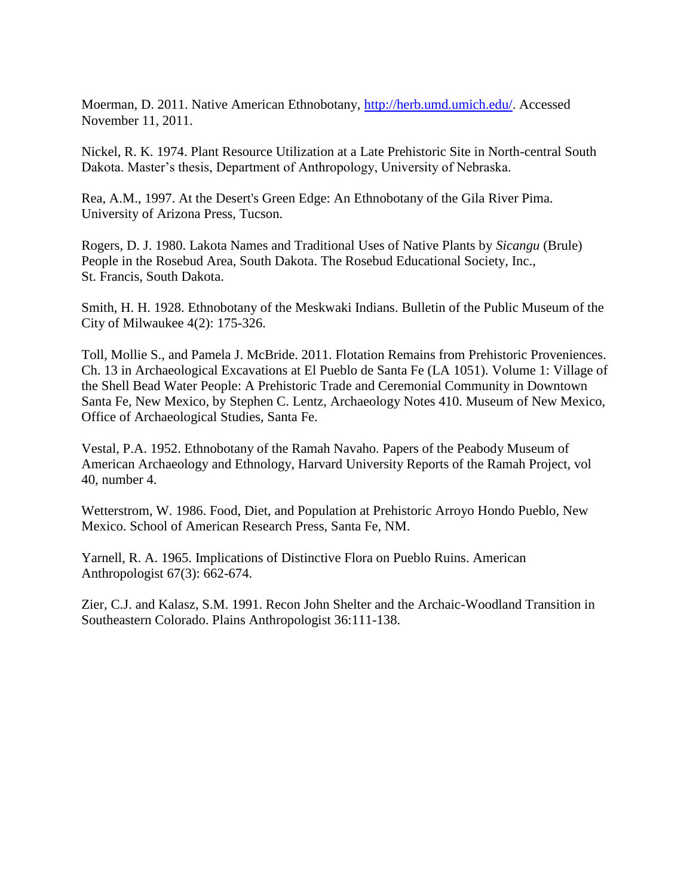Moerman, D. 2011. Native American Ethnobotany, http://herb.umd.umich.edu/. Accessed November 11, 2011.

Nickel, R. K. 1974. Plant Resource Utilization at a Late Prehistoric Site in North-central South Dakota. Master's thesis, Department of Anthropology, University of Nebraska.

Rea, A.M., 1997. At the Desert's Green Edge: An Ethnobotany of the Gila River Pima. University of Arizona Press, Tucson.

Rogers, D. J. 1980. Lakota Names and Traditional Uses of Native Plants by *Sicangu* (Brule) People in the Rosebud Area, South Dakota. The Rosebud Educational Society, Inc., St. Francis, South Dakota.

Smith, H. H. 1928. Ethnobotany of the Meskwaki Indians. Bulletin of the Public Museum of the City of Milwaukee 4(2): 175-326.

Toll, Mollie S., and Pamela J. McBride. 2011. Flotation Remains from Prehistoric Proveniences. Ch. 13 in Archaeological Excavations at El Pueblo de Santa Fe (LA 1051). Volume 1: Village of the Shell Bead Water People: A Prehistoric Trade and Ceremonial Community in Downtown Santa Fe, New Mexico, by Stephen C. Lentz, Archaeology Notes 410. Museum of New Mexico, Office of Archaeological Studies, Santa Fe.

Vestal, P.A. 1952. Ethnobotany of the Ramah Navaho. Papers of the Peabody Museum of American Archaeology and Ethnology, Harvard University Reports of the Ramah Project, vol 40, number 4.

Wetterstrom, W. 1986. Food, Diet, and Population at Prehistoric Arroyo Hondo Pueblo, New Mexico. School of American Research Press, Santa Fe, NM.

Yarnell, R. A. 1965. Implications of Distinctive Flora on Pueblo Ruins. American Anthropologist 67(3): 662-674.

Zier, C.J. and Kalasz, S.M. 1991. Recon John Shelter and the Archaic-Woodland Transition in Southeastern Colorado. Plains Anthropologist 36:111-138.